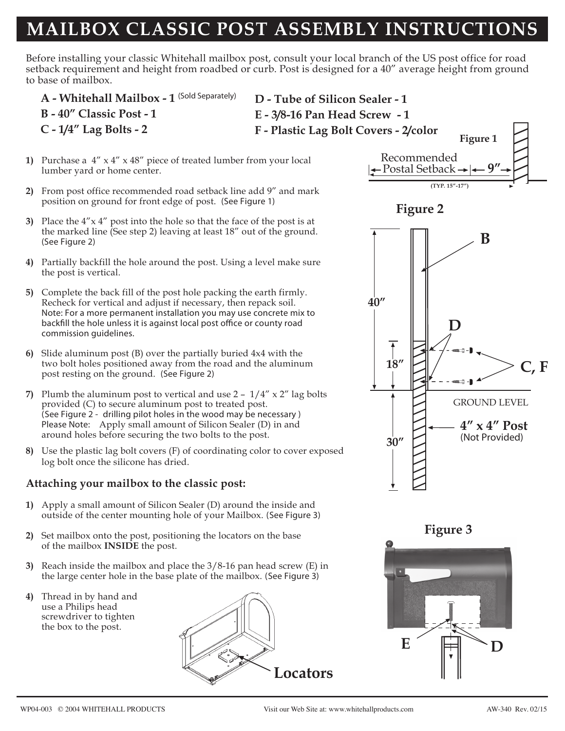# MAILBOX CLASSIC POST ASSEMBLY INSTRUCTIONS

Before installing your classic Whitehall mailbox post, consult your local branch of the US post office for road setback requirement and height from roadbed or curb. Post is designed for a 40″ average height from ground to base of mailbox.

**A - Whitehall Mailbox - 1** (Sold Separately)
**B - 40″ Classic Post - 1**
**C - 1/4″ Lag Bolts - 2**
**D - Tube of Silicon Sealer - 1**
**E - 3/8-16 Pan Head Screw - 1**
**F - Plastic Lag Bolt Covers - 2/color**

1) Purchase a 4″ x 4″ x 48″ piece of treated lumber from your local lumber yard or home center.

2) From post office recommended road setback line add 9″ and mark position on ground for front edge of post. (See Figure 1)

3) Place the 4″x 4″ post into the hole so that the face of the post is at the marked line (See step 2) leaving at least 18″ out of the ground. (See Figure 2)

4) Partially backfill the hole around the post. Using a level make sure the post is vertical.

5) Complete the back fill of the post hole packing the earth firmly. Recheck for vertical and adjust if necessary, then repack soil. Note: For a more permanent installation you may use concrete mix to backfill the hole unless it is against local post office or county road commission guidelines.

6) Slide aluminum post (B) over the partially buried 4x4 with the two bolt holes positioned away from the road and the aluminum post resting on the ground. (See Figure 2)

7) Plumb the aluminum post to vertical and use 2 – 1/4″ x 2″ lag bolts provided (C) to secure aluminum post to treated post. (See Figure 2 - drilling pilot holes in the wood may be necessary ) Please Note: Apply small amount of Silicon Sealer (D) in and around holes before securing the two bolts to the post.

8) Use the plastic lag bolt covers (F) of coordinating color to cover exposed log bolt once the silicone has dried.

Figure 1

Recommended Postal Setback — 9″

(TYP. 15″-17″)

Figure 2

B, D, C, F — 40″ — 18″ — GROUND LEVEL — 30″ — 4″ x 4″ Post (Not Provided)

### Attaching your mailbox to the classic post:

1) Apply a small amount of Silicon Sealer (D) around the inside and outside of the center mounting hole of your Mailbox. (See Figure 3)

2) Set mailbox onto the post, positioning the locators on the base of the mailbox **INSIDE** the post.

3) Reach inside the mailbox and place the 3/8-16 pan head screw (E) in the large center hole in the base plate of the mailbox. (See Figure 3)

4) Thread in by hand and use a Philips head screwdriver to tighten the box to the post.

**Locators**

Figure 3

E — D

WP04-003 © 2004 WHITEHALL PRODUCTS Visit our Web Site at: www.whitehallproducts.com AW-340 Rev. 02/15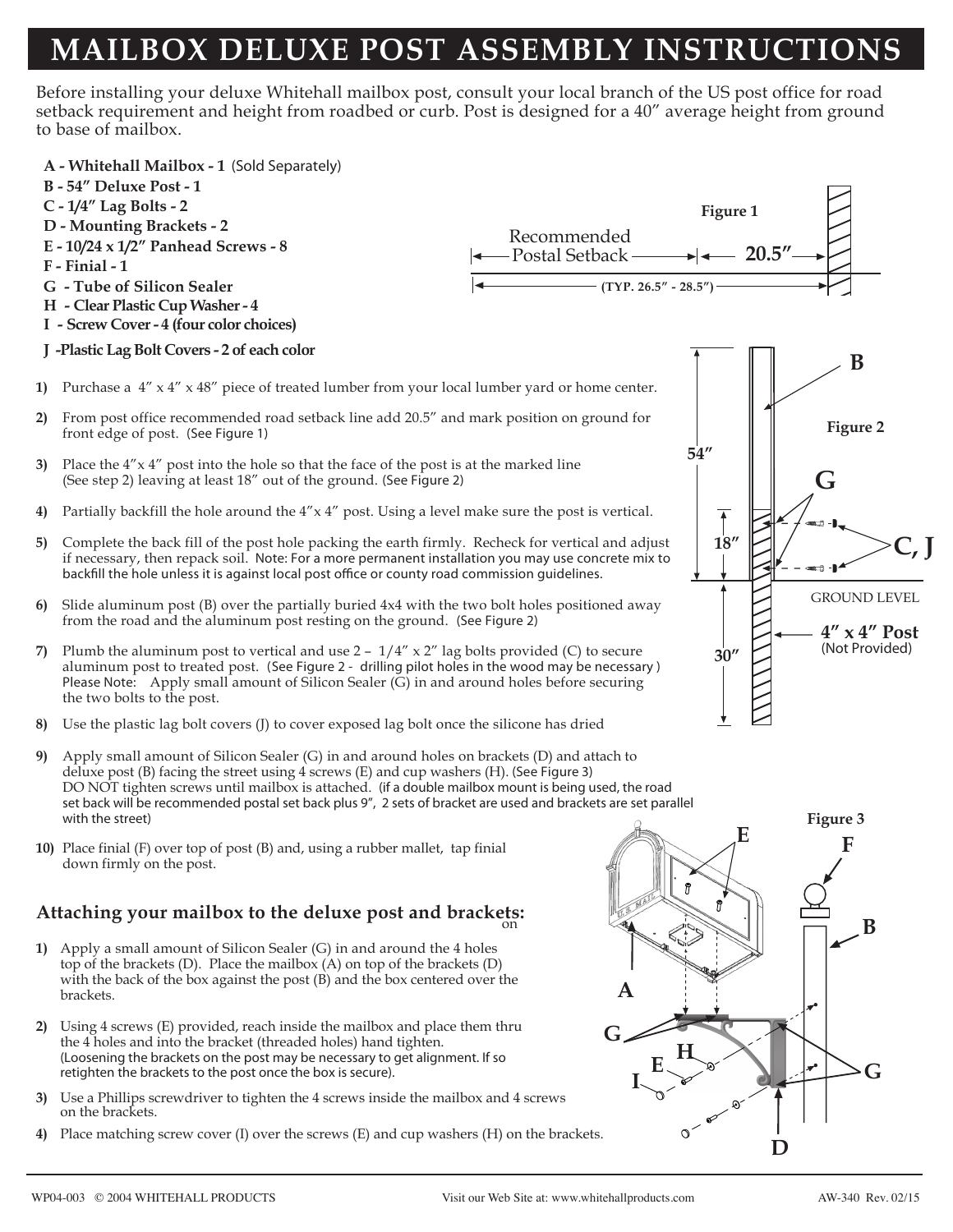# MAILBOX DELUXE POST ASSEMBLY INSTRUCTIONS

Before installing your deluxe Whitehall mailbox post, consult your local branch of the US post office for road setback requirement and height from roadbed or curb. Post is designed for a 40″ average height from ground to base of mailbox.

- **A - Whitehall Mailbox - 1** (Sold Separately)
- **B - 54″ Deluxe Post - 1**
- **C - 1/4″ Lag Bolts - 2**
- **D - Mounting Brackets - 2**
- **E - 10/24 x 1/2″ Panhead Screws - 8**
- **F - Finial - 1**
- **G - Tube of Silicon Sealer**
- **H - Clear Plastic Cup Washer - 4**
- **I - Screw Cover - 4 (four color choices)**
- **J -Plastic Lag Bolt Covers - 2 of each color**

Figure 1

Recommended Postal Setback

20.5″

(TYP. 26.5″ - 28.5″)

Figure 2

B

54″

G

18″

C, J

GROUND LEVEL

30″

4″ x 4″ Post (Not Provided)

1) Purchase a 4″ x 4″ x 48″ piece of treated lumber from your local lumber yard or home center.

2) From post office recommended road setback line add 20.5″ and mark position on ground for front edge of post. (See Figure 1)

3) Place the 4″x 4″ post into the hole so that the face of the post is at the marked line (See step 2) leaving at least 18″ out of the ground. (See Figure 2)

4) Partially backfill the hole around the 4″x 4″ post. Using a level make sure the post is vertical.

5) Complete the back fill of the post hole packing the earth firmly. Recheck for vertical and adjust if necessary, then repack soil. Note: For a more permanent installation you may use concrete mix to backfill the hole unless it is against local post office or county road commission guidelines.

6) Slide aluminum post (B) over the partially buried 4x4 with the two bolt holes positioned away from the road and the aluminum post resting on the ground. (See Figure 2)

7) Plumb the aluminum post to vertical and use 2 – 1/4″ x 2″ lag bolts provided (C) to secure aluminum post to treated post. (See Figure 2 - drilling pilot holes in the wood may be necessary ) Please Note: Apply small amount of Silicon Sealer (G) in and around holes before securing the two bolts to the post.

8) Use the plastic lag bolt covers (J) to cover exposed lag bolt once the silicone has dried

9) Apply small amount of Silicon Sealer (G) in and around holes on brackets (D) and attach to deluxe post (B) facing the street using 4 screws (E) and cup washers (H). (See Figure 3) DO NOT tighten screws until mailbox is attached. (if a double mailbox mount is being used, the road set back will be recommended postal set back plus 9″, 2 sets of bracket are used and brackets are set parallel with the street)

10) Place finial (F) over top of post (B) and, using a rubber mallet, tap finial down firmly on the post.

## Attaching your mailbox to the deluxe post and brackets:

1) Apply a small amount of Silicon Sealer (G) in and around the 4 holes on top of the brackets (D). Place the mailbox (A) on top of the brackets (D) with the back of the box against the post (B) and the box centered over the brackets.

2) Using 4 screws (E) provided, reach inside the mailbox and place them thru the 4 holes and into the bracket (threaded holes) hand tighten. (Loosening the brackets on the post may be necessary to get alignment. If so retighten the brackets to the post once the box is secure).

3) Use a Phillips screwdriver to tighten the 4 screws inside the mailbox and 4 screws on the brackets.

4) Place matching screw cover (I) over the screws (E) and cup washers (H) on the brackets.

Figure 3

E

F

B

A

G

H

E

I

G

D

WP04-003 © 2004 WHITEHALL PRODUCTS Visit our Web Site at: www.whitehallproducts.com AW-340 Rev. 02/15